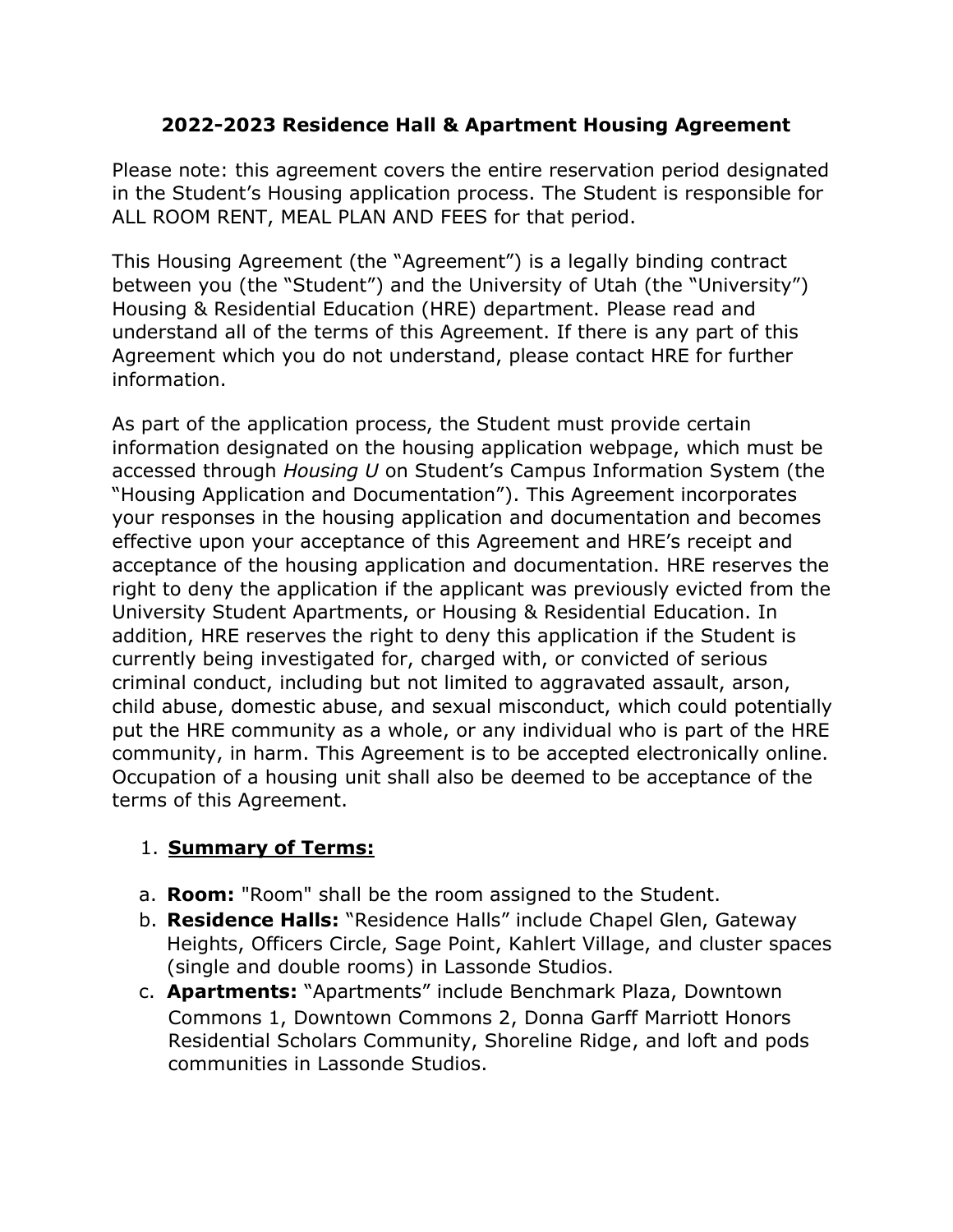# 2022-2023 Residence Hall & Apartment Housing Agreement

Please note: this agreement covers the entire reservation period designated in the Student's Housing application process. The Student is responsible for ALL ROOM RENT, MEAL PLAN AND FEES for that period.

This Housing Agreement (the "Agreement") is a legally binding contract between you (the "Student") and the University of Utah (the "University") Housing & Residential Education (HRE) department. Please read and understand all of the terms of this Agreement. If there is any part of this Agreement which you do not understand, please contact HRE for further information.

As part of the application process, the Student must provide certain information designated on the housing application webpage, which must be accessed through *Housing U* on Student's Campus Information System (the "Housing Application and Documentation"). This Agreement incorporates your responses in the housing application and documentation and becomes effective upon your acceptance of this Agreement and HRE's receipt and acceptance of the housing application and documentation. HRE reserves the right to deny the application if the applicant was previously evicted from the University Student Apartments, or Housing & Residential Education. In addition, HRE reserves the right to deny this application if the Student is currently being investigated for, charged with, or convicted of serious criminal conduct, including but not limited to aggravated assault, arson, child abuse, domestic abuse, and sexual misconduct, which could potentially put the HRE community as a whole, or any individual who is part of the HRE community, in harm. This Agreement is to be accepted electronically online. Occupation of a housing unit shall also be deemed to be acceptance of the terms of this Agreement.

1. **Summary of Terms:**

   a. **Room:** "Room" shall be the room assigned to the Student.
   b. **Residence Halls:** "Residence Halls" include Chapel Glen, Gateway Heights, Officers Circle, Sage Point, Kahlert Village, and cluster spaces (single and double rooms) in Lassonde Studios.
   c. **Apartments:** "Apartments" include Benchmark Plaza, Downtown Commons 1, Downtown Commons 2, Donna Garff Marriott Honors Residential Scholars Community, Shoreline Ridge, and loft and pods communities in Lassonde Studios.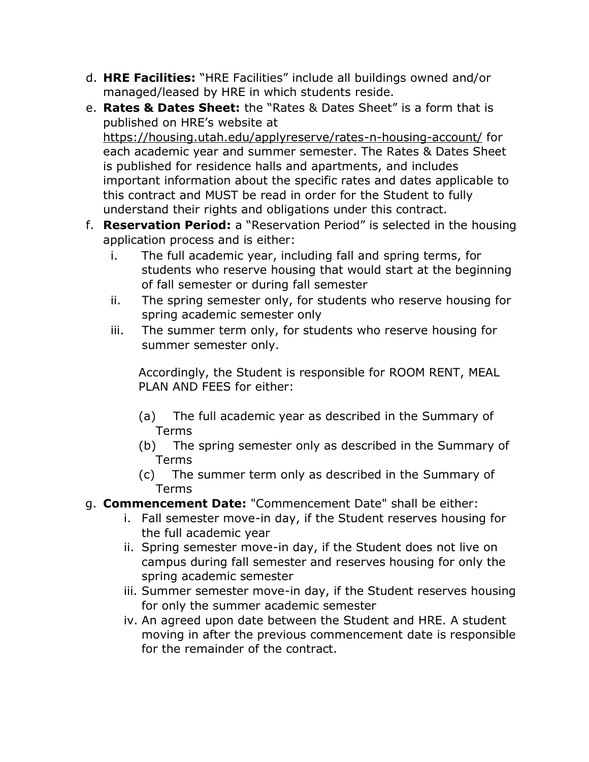d. **HRE Facilities:** "HRE Facilities" include all buildings owned and/or managed/leased by HRE in which students reside.

e. **Rates & Dates Sheet:** the "Rates & Dates Sheet" is a form that is published on HRE's website at https://housing.utah.edu/applyreserve/rates-n-housing-account/ for each academic year and summer semester. The Rates & Dates Sheet is published for residence halls and apartments, and includes important information about the specific rates and dates applicable to this contract and MUST be read in order for the Student to fully understand their rights and obligations under this contract.

f. **Reservation Period:** a "Reservation Period" is selected in the housing application process and is either:

   i. The full academic year, including fall and spring terms, for students who reserve housing that would start at the beginning of fall semester or during fall semester

   ii. The spring semester only, for students who reserve housing for spring academic semester only

   iii. The summer term only, for students who reserve housing for summer semester only.

   Accordingly, the Student is responsible for ROOM RENT, MEAL PLAN AND FEES for either:

   (a) The full academic year as described in the Summary of Terms

   (b) The spring semester only as described in the Summary of Terms

   (c) The summer term only as described in the Summary of Terms

g. **Commencement Date:** "Commencement Date" shall be either:

   i. Fall semester move-in day, if the Student reserves housing for the full academic year

   ii. Spring semester move-in day, if the Student does not live on campus during fall semester and reserves housing for only the spring academic semester

   iii. Summer semester move-in day, if the Student reserves housing for only the summer academic semester

   iv. An agreed upon date between the Student and HRE. A student moving in after the previous commencement date is responsible for the remainder of the contract.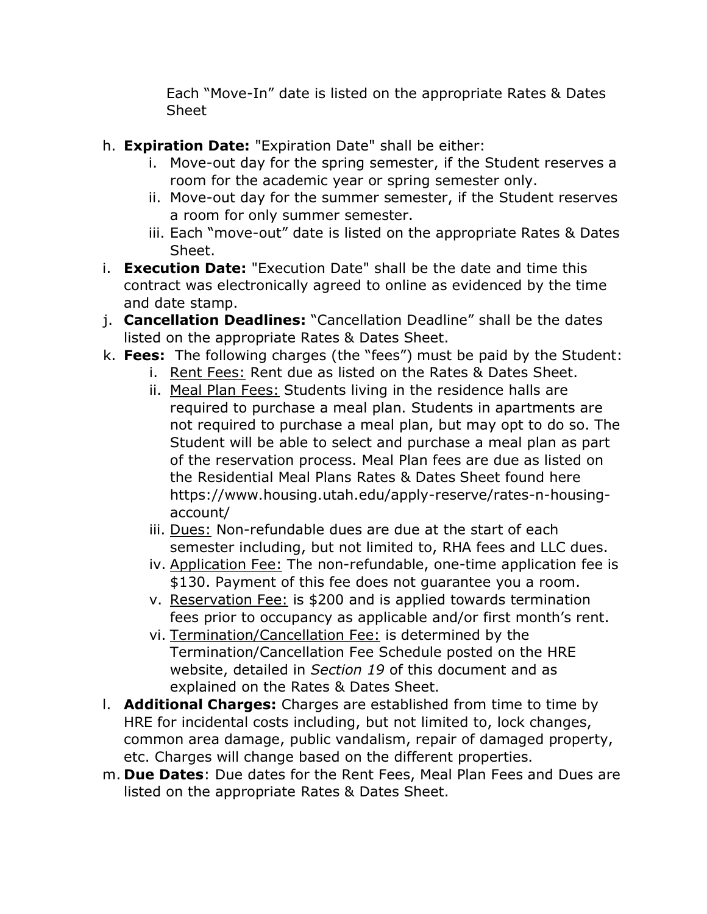Each "Move-In" date is listed on the appropriate Rates & Dates Sheet

h. **Expiration Date:** "Expiration Date" shall be either:
   i. Move-out day for the spring semester, if the Student reserves a room for the academic year or spring semester only.
   ii. Move-out day for the summer semester, if the Student reserves a room for only summer semester.
   iii. Each "move-out" date is listed on the appropriate Rates & Dates Sheet.

i. **Execution Date:** "Execution Date" shall be the date and time this contract was electronically agreed to online as evidenced by the time and date stamp.

j. **Cancellation Deadlines:** "Cancellation Deadline" shall be the dates listed on the appropriate Rates & Dates Sheet.

k. **Fees:** The following charges (the "fees") must be paid by the Student:
   i. <u>Rent Fees:</u> Rent due as listed on the Rates & Dates Sheet.
   ii. <u>Meal Plan Fees:</u> Students living in the residence halls are required to purchase a meal plan. Students in apartments are not required to purchase a meal plan, but may opt to do so. The Student will be able to select and purchase a meal plan as part of the reservation process. Meal Plan fees are due as listed on the Residential Meal Plans Rates & Dates Sheet found here https://www.housing.utah.edu/apply-reserve/rates-n-housing-account/
   iii. <u>Dues:</u> Non-refundable dues are due at the start of each semester including, but not limited to, RHA fees and LLC dues.
   iv. <u>Application Fee:</u> The non-refundable, one-time application fee is $130. Payment of this fee does not guarantee you a room.
   v. <u>Reservation Fee:</u> is $200 and is applied towards termination fees prior to occupancy as applicable and/or first month's rent.
   vi. <u>Termination/Cancellation Fee:</u> is determined by the Termination/Cancellation Fee Schedule posted on the HRE website, detailed in *Section 19* of this document and as explained on the Rates & Dates Sheet.

l. **Additional Charges:** Charges are established from time to time by HRE for incidental costs including, but not limited to, lock changes, common area damage, public vandalism, repair of damaged property, etc. Charges will change based on the different properties.

m. **Due Dates**: Due dates for the Rent Fees, Meal Plan Fees and Dues are listed on the appropriate Rates & Dates Sheet.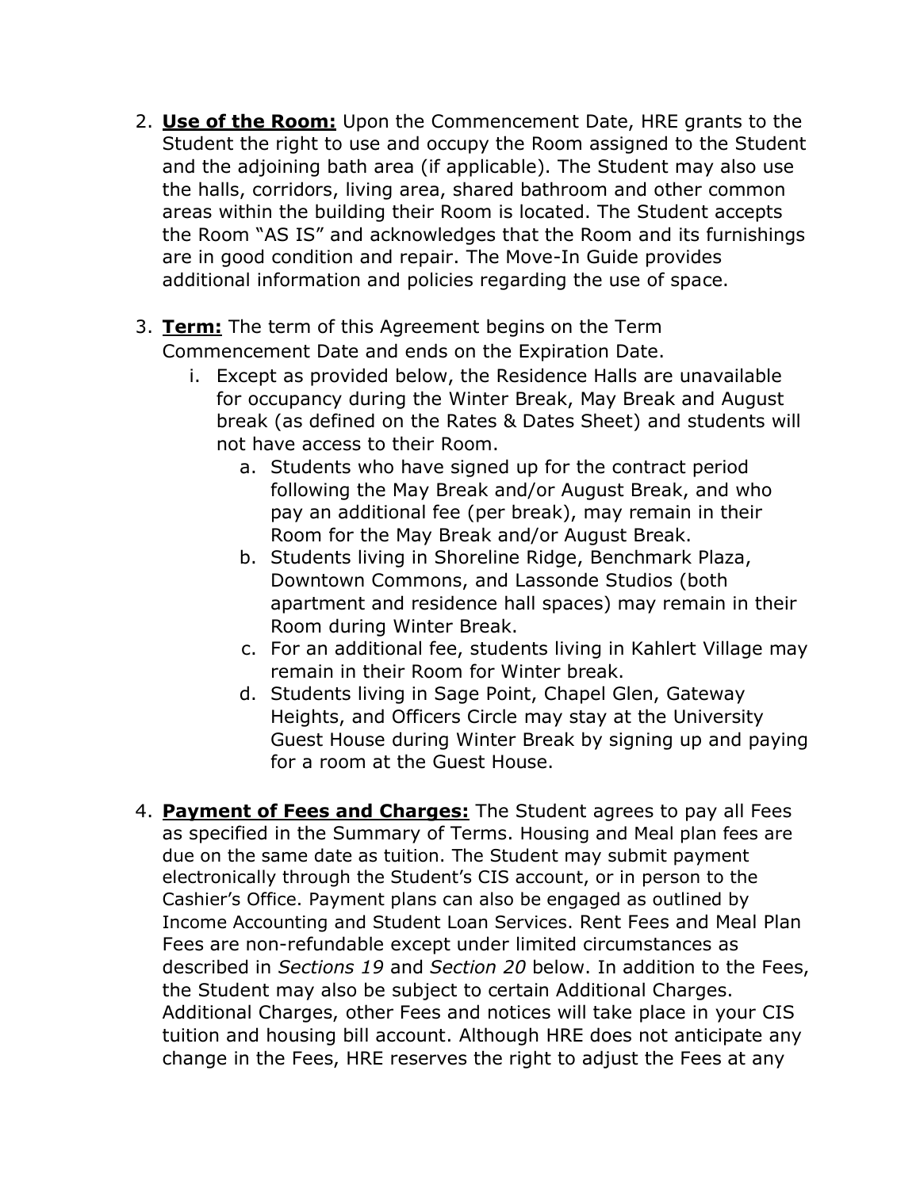2. **<u>Use of the Room:</u>** Upon the Commencement Date, HRE grants to the Student the right to use and occupy the Room assigned to the Student and the adjoining bath area (if applicable). The Student may also use the halls, corridors, living area, shared bathroom and other common areas within the building their Room is located. The Student accepts the Room "AS IS" and acknowledges that the Room and its furnishings are in good condition and repair. The Move-In Guide provides additional information and policies regarding the use of space.

3. **<u>Term:</u>** The term of this Agreement begins on the Term Commencement Date and ends on the Expiration Date.
   i. Except as provided below, the Residence Halls are unavailable for occupancy during the Winter Break, May Break and August break (as defined on the Rates & Dates Sheet) and students will not have access to their Room.
      a. Students who have signed up for the contract period following the May Break and/or August Break, and who pay an additional fee (per break), may remain in their Room for the May Break and/or August Break.
      b. Students living in Shoreline Ridge, Benchmark Plaza, Downtown Commons, and Lassonde Studios (both apartment and residence hall spaces) may remain in their Room during Winter Break.
      c. For an additional fee, students living in Kahlert Village may remain in their Room for Winter break.
      d. Students living in Sage Point, Chapel Glen, Gateway Heights, and Officers Circle may stay at the University Guest House during Winter Break by signing up and paying for a room at the Guest House.

4. **<u>Payment of Fees and Charges:</u>** The Student agrees to pay all Fees as specified in the Summary of Terms. Housing and Meal plan fees are due on the same date as tuition. The Student may submit payment electronically through the Student's CIS account, or in person to the Cashier's Office. Payment plans can also be engaged as outlined by Income Accounting and Student Loan Services. Rent Fees and Meal Plan Fees are non-refundable except under limited circumstances as described in *Sections 19* and *Section 20* below. In addition to the Fees, the Student may also be subject to certain Additional Charges. Additional Charges, other Fees and notices will take place in your CIS tuition and housing bill account. Although HRE does not anticipate any change in the Fees, HRE reserves the right to adjust the Fees at any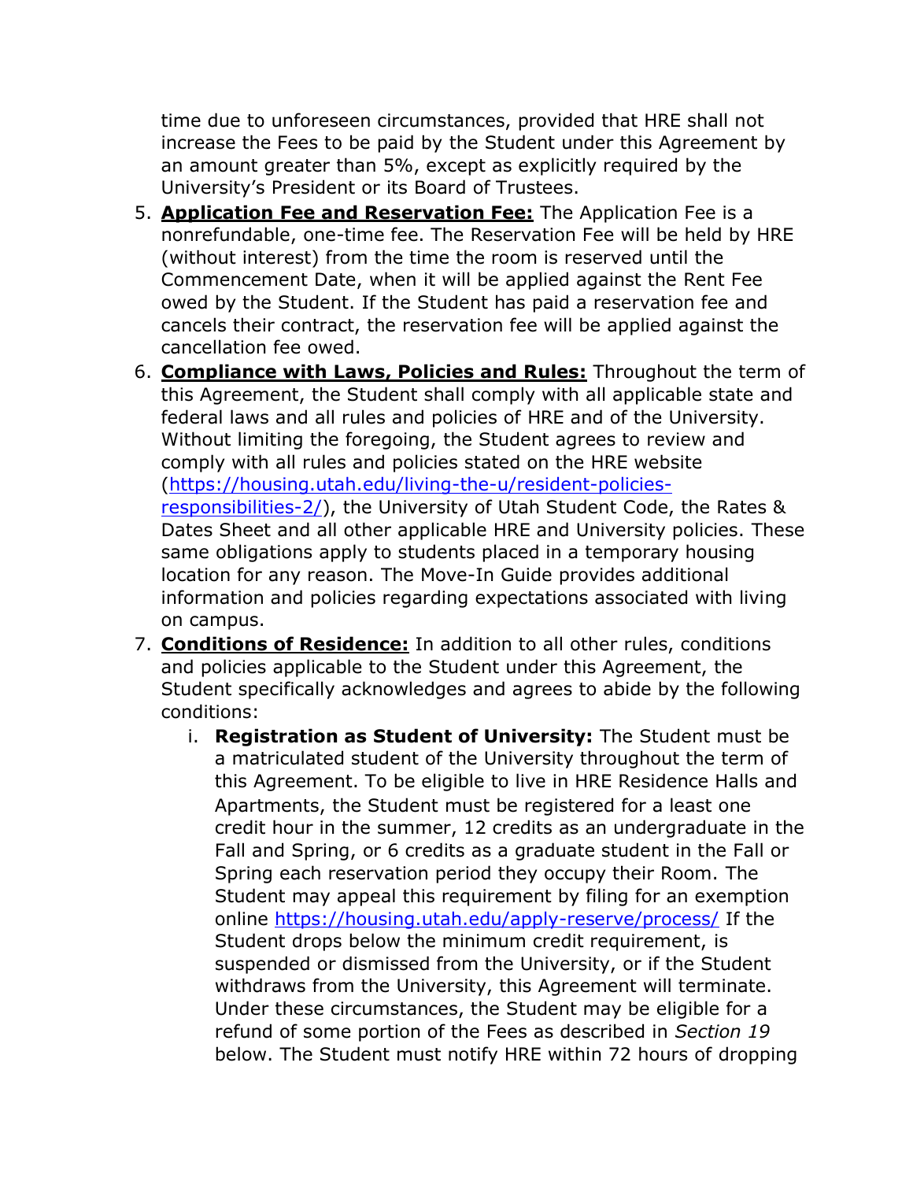time due to unforeseen circumstances, provided that HRE shall not increase the Fees to be paid by the Student under this Agreement by an amount greater than 5%, except as explicitly required by the University's President or its Board of Trustees.

5. **Application Fee and Reservation Fee:** The Application Fee is a nonrefundable, one-time fee. The Reservation Fee will be held by HRE (without interest) from the time the room is reserved until the Commencement Date, when it will be applied against the Rent Fee owed by the Student. If the Student has paid a reservation fee and cancels their contract, the reservation fee will be applied against the cancellation fee owed.
6. **Compliance with Laws, Policies and Rules:** Throughout the term of this Agreement, the Student shall comply with all applicable state and federal laws and all rules and policies of HRE and of the University. Without limiting the foregoing, the Student agrees to review and comply with all rules and policies stated on the HRE website (https://housing.utah.edu/living-the-u/resident-policies-responsibilities-2/), the University of Utah Student Code, the Rates & Dates Sheet and all other applicable HRE and University policies. These same obligations apply to students placed in a temporary housing location for any reason. The Move-In Guide provides additional information and policies regarding expectations associated with living on campus.
7. **Conditions of Residence:** In addition to all other rules, conditions and policies applicable to the Student under this Agreement, the Student specifically acknowledges and agrees to abide by the following conditions:
   i. **Registration as Student of University:** The Student must be a matriculated student of the University throughout the term of this Agreement. To be eligible to live in HRE Residence Halls and Apartments, the Student must be registered for a least one credit hour in the summer, 12 credits as an undergraduate in the Fall and Spring, or 6 credits as a graduate student in the Fall or Spring each reservation period they occupy their Room. The Student may appeal this requirement by filing for an exemption online https://housing.utah.edu/apply-reserve/process/ If the Student drops below the minimum credit requirement, is suspended or dismissed from the University, or if the Student withdraws from the University, this Agreement will terminate. Under these circumstances, the Student may be eligible for a refund of some portion of the Fees as described in *Section 19* below. The Student must notify HRE within 72 hours of dropping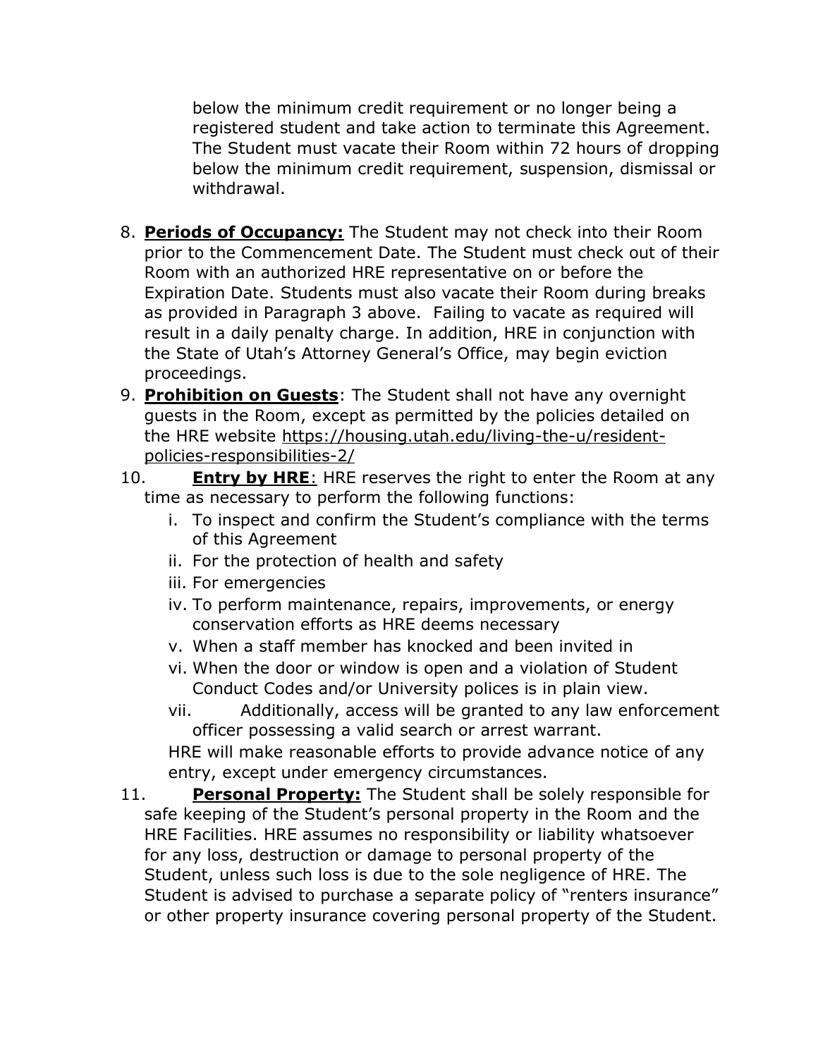below the minimum credit requirement or no longer being a registered student and take action to terminate this Agreement. The Student must vacate their Room within 72 hours of dropping below the minimum credit requirement, suspension, dismissal or withdrawal.

8. **Periods of Occupancy:** The Student may not check into their Room prior to the Commencement Date. The Student must check out of their Room with an authorized HRE representative on or before the Expiration Date. Students must also vacate their Room during breaks as provided in Paragraph 3 above. Failing to vacate as required will result in a daily penalty charge. In addition, HRE in conjunction with the State of Utah's Attorney General's Office, may begin eviction proceedings.
9. **Prohibition on Guests**: The Student shall not have any overnight guests in the Room, except as permitted by the policies detailed on the HRE website https://housing.utah.edu/living-the-u/resident-policies-responsibilities-2/
10. **Entry by HRE**: HRE reserves the right to enter the Room at any time as necessary to perform the following functions:
    i. To inspect and confirm the Student's compliance with the terms of this Agreement
    ii. For the protection of health and safety
    iii. For emergencies
    iv. To perform maintenance, repairs, improvements, or energy conservation efforts as HRE deems necessary
    v. When a staff member has knocked and been invited in
    vi. When the door or window is open and a violation of Student Conduct Codes and/or University polices is in plain view.
    vii. Additionally, access will be granted to any law enforcement officer possessing a valid search or arrest warrant.

    HRE will make reasonable efforts to provide advance notice of any entry, except under emergency circumstances.
11. **Personal Property:** The Student shall be solely responsible for safe keeping of the Student's personal property in the Room and the HRE Facilities. HRE assumes no responsibility or liability whatsoever for any loss, destruction or damage to personal property of the Student, unless such loss is due to the sole negligence of HRE. The Student is advised to purchase a separate policy of "renters insurance" or other property insurance covering personal property of the Student.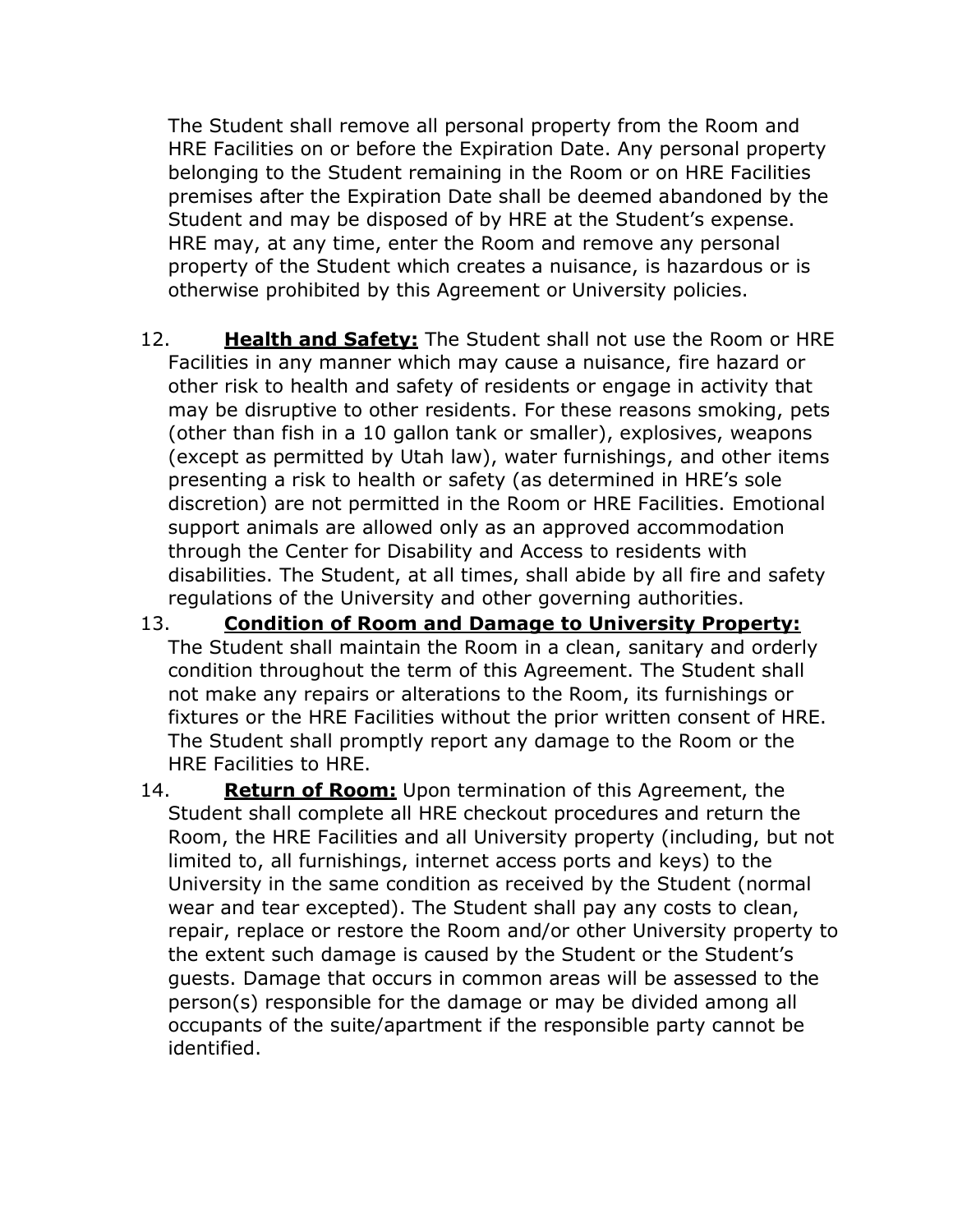The Student shall remove all personal property from the Room and HRE Facilities on or before the Expiration Date. Any personal property belonging to the Student remaining in the Room or on HRE Facilities premises after the Expiration Date shall be deemed abandoned by the Student and may be disposed of by HRE at the Student's expense. HRE may, at any time, enter the Room and remove any personal property of the Student which creates a nuisance, is hazardous or is otherwise prohibited by this Agreement or University policies.

12. **Health and Safety:** The Student shall not use the Room or HRE Facilities in any manner which may cause a nuisance, fire hazard or other risk to health and safety of residents or engage in activity that may be disruptive to other residents. For these reasons smoking, pets (other than fish in a 10 gallon tank or smaller), explosives, weapons (except as permitted by Utah law), water furnishings, and other items presenting a risk to health or safety (as determined in HRE's sole discretion) are not permitted in the Room or HRE Facilities. Emotional support animals are allowed only as an approved accommodation through the Center for Disability and Access to residents with disabilities. The Student, at all times, shall abide by all fire and safety regulations of the University and other governing authorities.

13. **Condition of Room and Damage to University Property:** The Student shall maintain the Room in a clean, sanitary and orderly condition throughout the term of this Agreement. The Student shall not make any repairs or alterations to the Room, its furnishings or fixtures or the HRE Facilities without the prior written consent of HRE. The Student shall promptly report any damage to the Room or the HRE Facilities to HRE.

14. **Return of Room:** Upon termination of this Agreement, the Student shall complete all HRE checkout procedures and return the Room, the HRE Facilities and all University property (including, but not limited to, all furnishings, internet access ports and keys) to the University in the same condition as received by the Student (normal wear and tear excepted). The Student shall pay any costs to clean, repair, replace or restore the Room and/or other University property to the extent such damage is caused by the Student or the Student's guests. Damage that occurs in common areas will be assessed to the person(s) responsible for the damage or may be divided among all occupants of the suite/apartment if the responsible party cannot be identified.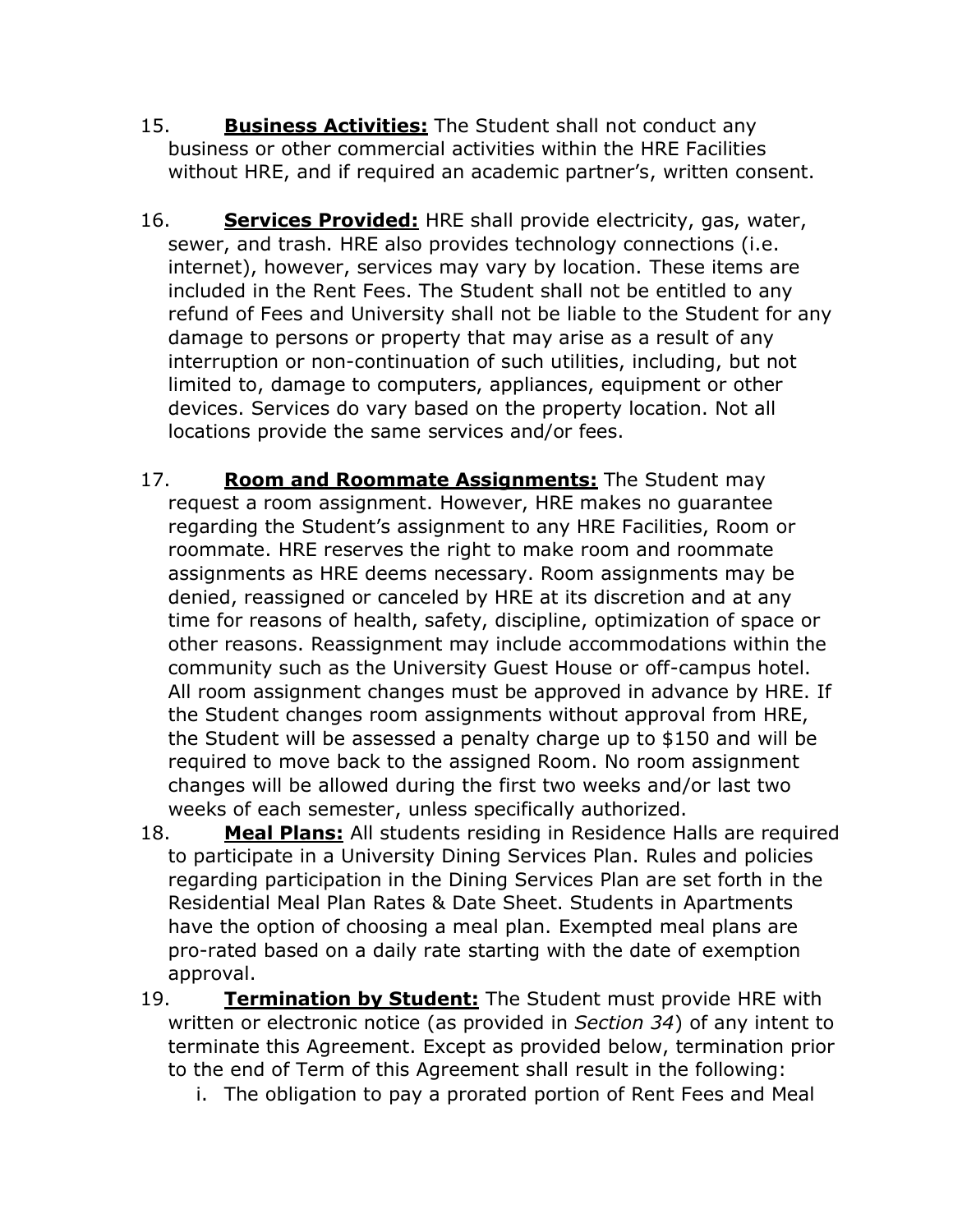15. **Business Activities:** The Student shall not conduct any business or other commercial activities within the HRE Facilities without HRE, and if required an academic partner's, written consent.

16. **Services Provided:** HRE shall provide electricity, gas, water, sewer, and trash. HRE also provides technology connections (i.e. internet), however, services may vary by location. These items are included in the Rent Fees. The Student shall not be entitled to any refund of Fees and University shall not be liable to the Student for any damage to persons or property that may arise as a result of any interruption or non-continuation of such utilities, including, but not limited to, damage to computers, appliances, equipment or other devices. Services do vary based on the property location. Not all locations provide the same services and/or fees.

17. **Room and Roommate Assignments:** The Student may request a room assignment. However, HRE makes no guarantee regarding the Student's assignment to any HRE Facilities, Room or roommate. HRE reserves the right to make room and roommate assignments as HRE deems necessary. Room assignments may be denied, reassigned or canceled by HRE at its discretion and at any time for reasons of health, safety, discipline, optimization of space or other reasons. Reassignment may include accommodations within the community such as the University Guest House or off-campus hotel. All room assignment changes must be approved in advance by HRE. If the Student changes room assignments without approval from HRE, the Student will be assessed a penalty charge up to $150 and will be required to move back to the assigned Room. No room assignment changes will be allowed during the first two weeks and/or last two weeks of each semester, unless specifically authorized.

18. **Meal Plans:** All students residing in Residence Halls are required to participate in a University Dining Services Plan. Rules and policies regarding participation in the Dining Services Plan are set forth in the Residential Meal Plan Rates & Date Sheet. Students in Apartments have the option of choosing a meal plan. Exempted meal plans are pro-rated based on a daily rate starting with the date of exemption approval.

19. **Termination by Student:** The Student must provide HRE with written or electronic notice (as provided in *Section 34*) of any intent to terminate this Agreement. Except as provided below, termination prior to the end of Term of this Agreement shall result in the following:
    i. The obligation to pay a prorated portion of Rent Fees and Meal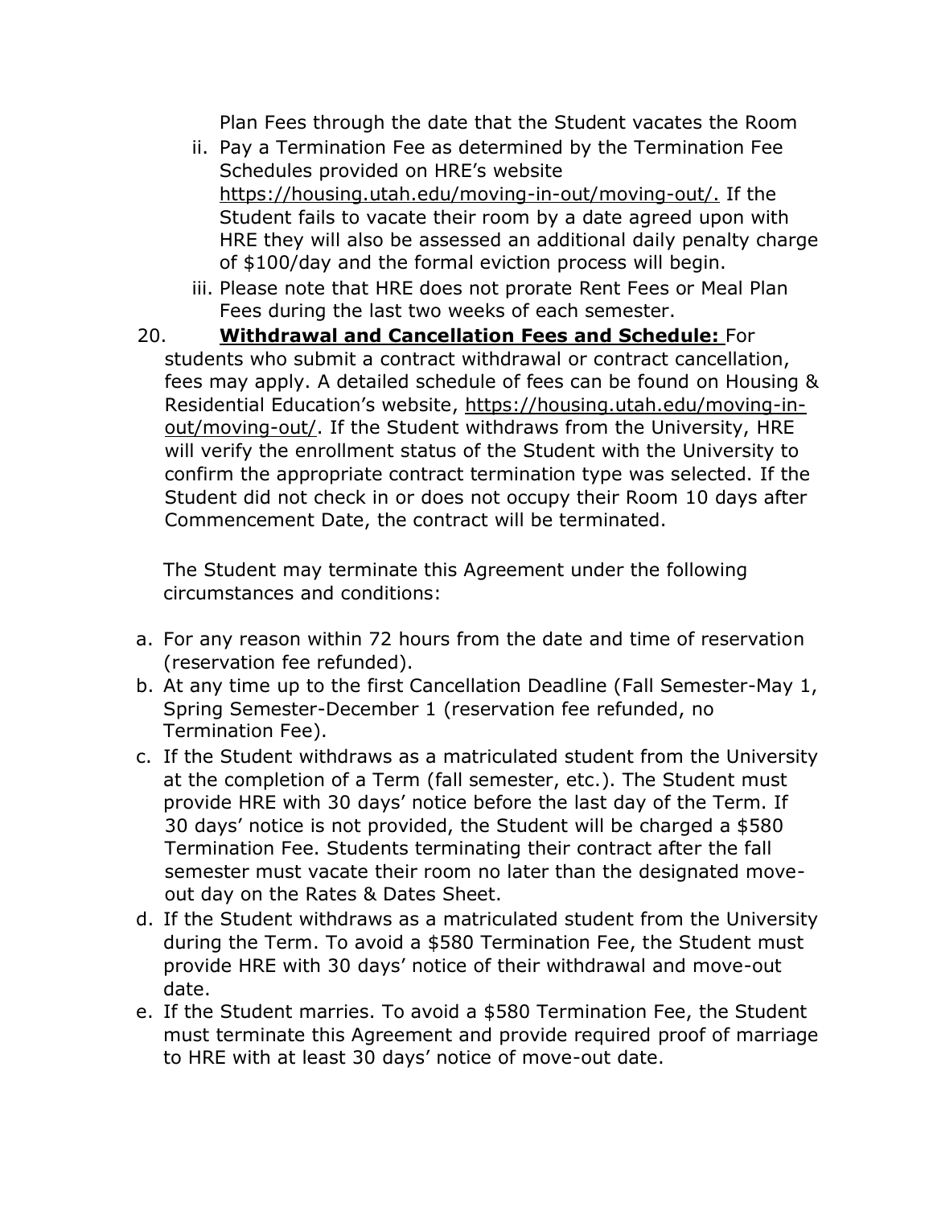Plan Fees through the date that the Student vacates the Room

ii. Pay a Termination Fee as determined by the Termination Fee Schedules provided on HRE's website https://housing.utah.edu/moving-in-out/moving-out/. If the Student fails to vacate their room by a date agreed upon with HRE they will also be assessed an additional daily penalty charge of $100/day and the formal eviction process will begin.

iii. Please note that HRE does not prorate Rent Fees or Meal Plan Fees during the last two weeks of each semester.

20. **Withdrawal and Cancellation Fees and Schedule:** For students who submit a contract withdrawal or contract cancellation, fees may apply. A detailed schedule of fees can be found on Housing & Residential Education's website, https://housing.utah.edu/moving-in-out/moving-out/. If the Student withdraws from the University, HRE will verify the enrollment status of the Student with the University to confirm the appropriate contract termination type was selected. If the Student did not check in or does not occupy their Room 10 days after Commencement Date, the contract will be terminated.

The Student may terminate this Agreement under the following circumstances and conditions:

a. For any reason within 72 hours from the date and time of reservation (reservation fee refunded).
b. At any time up to the first Cancellation Deadline (Fall Semester-May 1, Spring Semester-December 1 (reservation fee refunded, no Termination Fee).
c. If the Student withdraws as a matriculated student from the University at the completion of a Term (fall semester, etc.). The Student must provide HRE with 30 days' notice before the last day of the Term. If 30 days' notice is not provided, the Student will be charged a $580 Termination Fee. Students terminating their contract after the fall semester must vacate their room no later than the designated move-out day on the Rates & Dates Sheet.
d. If the Student withdraws as a matriculated student from the University during the Term. To avoid a $580 Termination Fee, the Student must provide HRE with 30 days' notice of their withdrawal and move-out date.
e. If the Student marries. To avoid a $580 Termination Fee, the Student must terminate this Agreement and provide required proof of marriage to HRE with at least 30 days' notice of move-out date.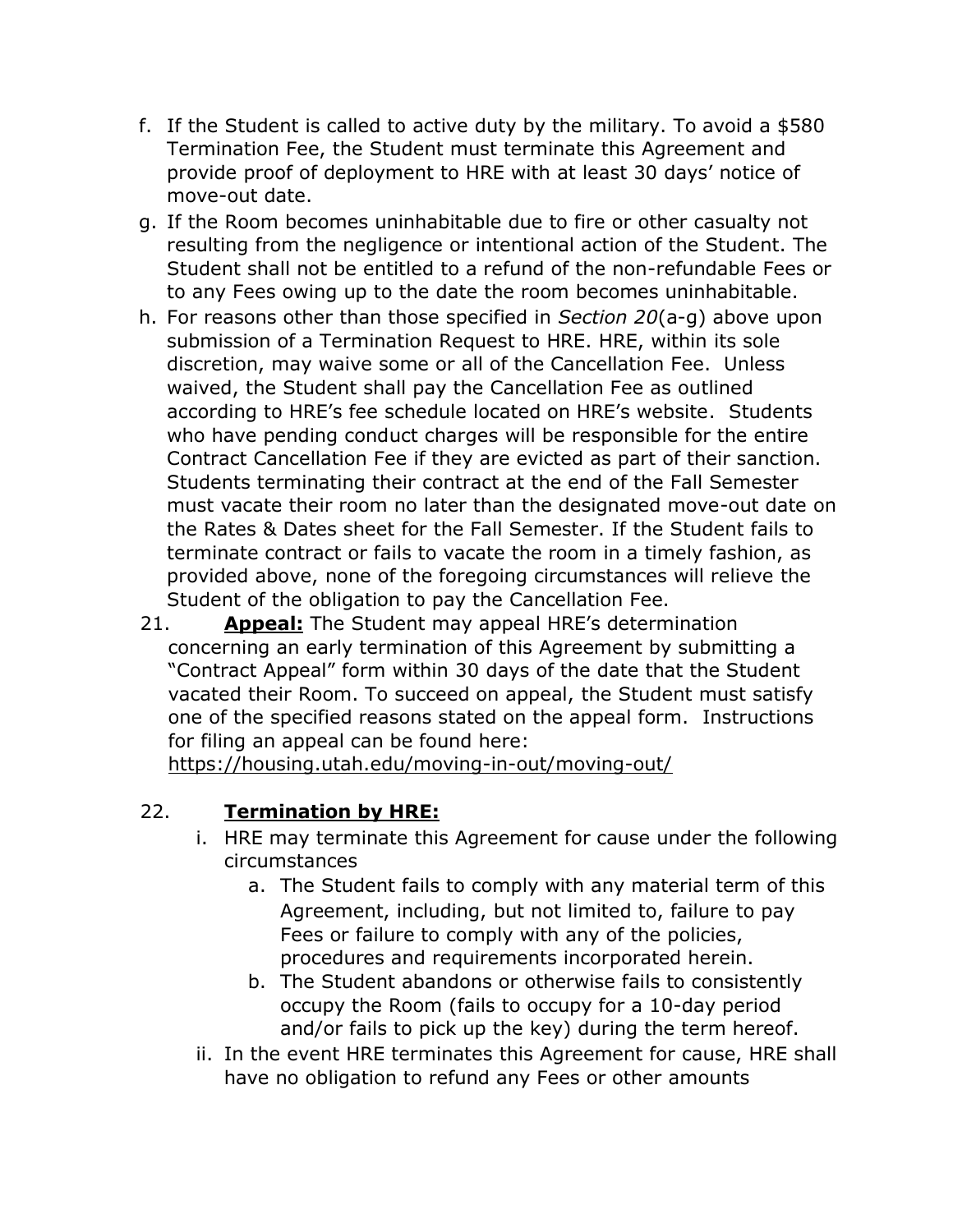f. If the Student is called to active duty by the military. To avoid a $580 Termination Fee, the Student must terminate this Agreement and provide proof of deployment to HRE with at least 30 days' notice of move-out date.
g. If the Room becomes uninhabitable due to fire or other casualty not resulting from the negligence or intentional action of the Student. The Student shall not be entitled to a refund of the non-refundable Fees or to any Fees owing up to the date the room becomes uninhabitable.
h. For reasons other than those specified in *Section 20*(a-g) above upon submission of a Termination Request to HRE. HRE, within its sole discretion, may waive some or all of the Cancellation Fee. Unless waived, the Student shall pay the Cancellation Fee as outlined according to HRE's fee schedule located on HRE's website. Students who have pending conduct charges will be responsible for the entire Contract Cancellation Fee if they are evicted as part of their sanction. Students terminating their contract at the end of the Fall Semester must vacate their room no later than the designated move-out date on the Rates & Dates sheet for the Fall Semester. If the Student fails to terminate contract or fails to vacate the room in a timely fashion, as provided above, none of the foregoing circumstances will relieve the Student of the obligation to pay the Cancellation Fee.

21. **Appeal:** The Student may appeal HRE's determination concerning an early termination of this Agreement by submitting a "Contract Appeal" form within 30 days of the date that the Student vacated their Room. To succeed on appeal, the Student must satisfy one of the specified reasons stated on the appeal form. Instructions for filing an appeal can be found here: https://housing.utah.edu/moving-in-out/moving-out/

22. **Termination by HRE:**
    i. HRE may terminate this Agreement for cause under the following circumstances
        a. The Student fails to comply with any material term of this Agreement, including, but not limited to, failure to pay Fees or failure to comply with any of the policies, procedures and requirements incorporated herein.
        b. The Student abandons or otherwise fails to consistently occupy the Room (fails to occupy for a 10-day period and/or fails to pick up the key) during the term hereof.
    ii. In the event HRE terminates this Agreement for cause, HRE shall have no obligation to refund any Fees or other amounts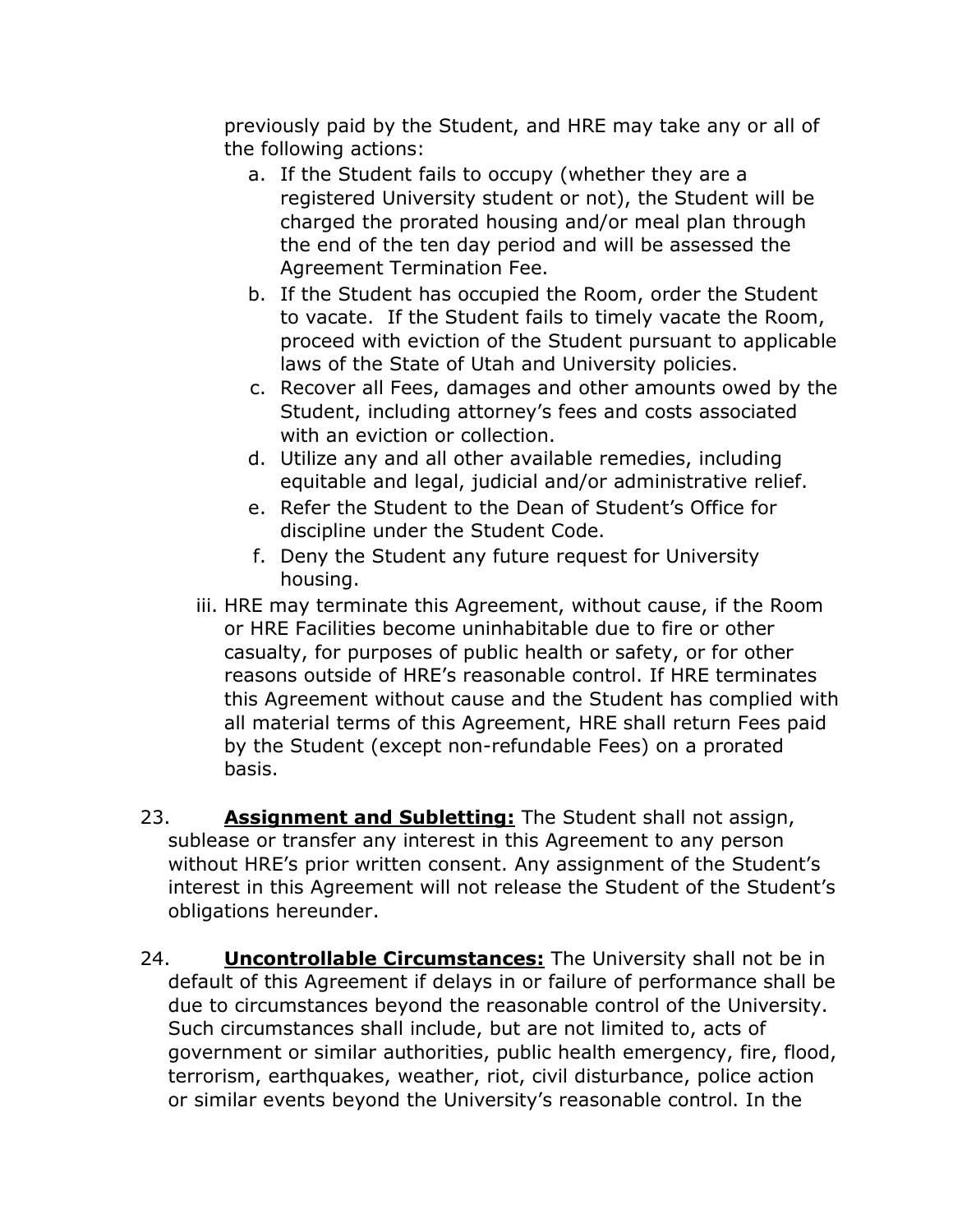previously paid by the Student, and HRE may take any or all of the following actions:

a. If the Student fails to occupy (whether they are a registered University student or not), the Student will be charged the prorated housing and/or meal plan through the end of the ten day period and will be assessed the Agreement Termination Fee.
b. If the Student has occupied the Room, order the Student to vacate. If the Student fails to timely vacate the Room, proceed with eviction of the Student pursuant to applicable laws of the State of Utah and University policies.
c. Recover all Fees, damages and other amounts owed by the Student, including attorney's fees and costs associated with an eviction or collection.
d. Utilize any and all other available remedies, including equitable and legal, judicial and/or administrative relief.
e. Refer the Student to the Dean of Student's Office for discipline under the Student Code.
f. Deny the Student any future request for University housing.

iii. HRE may terminate this Agreement, without cause, if the Room or HRE Facilities become uninhabitable due to fire or other casualty, for purposes of public health or safety, or for other reasons outside of HRE's reasonable control. If HRE terminates this Agreement without cause and the Student has complied with all material terms of this Agreement, HRE shall return Fees paid by the Student (except non-refundable Fees) on a prorated basis.

23. **<u>Assignment and Subletting:</u>** The Student shall not assign, sublease or transfer any interest in this Agreement to any person without HRE's prior written consent. Any assignment of the Student's interest in this Agreement will not release the Student of the Student's obligations hereunder.

24. **<u>Uncontrollable Circumstances:</u>** The University shall not be in default of this Agreement if delays in or failure of performance shall be due to circumstances beyond the reasonable control of the University. Such circumstances shall include, but are not limited to, acts of government or similar authorities, public health emergency, fire, flood, terrorism, earthquakes, weather, riot, civil disturbance, police action or similar events beyond the University's reasonable control. In the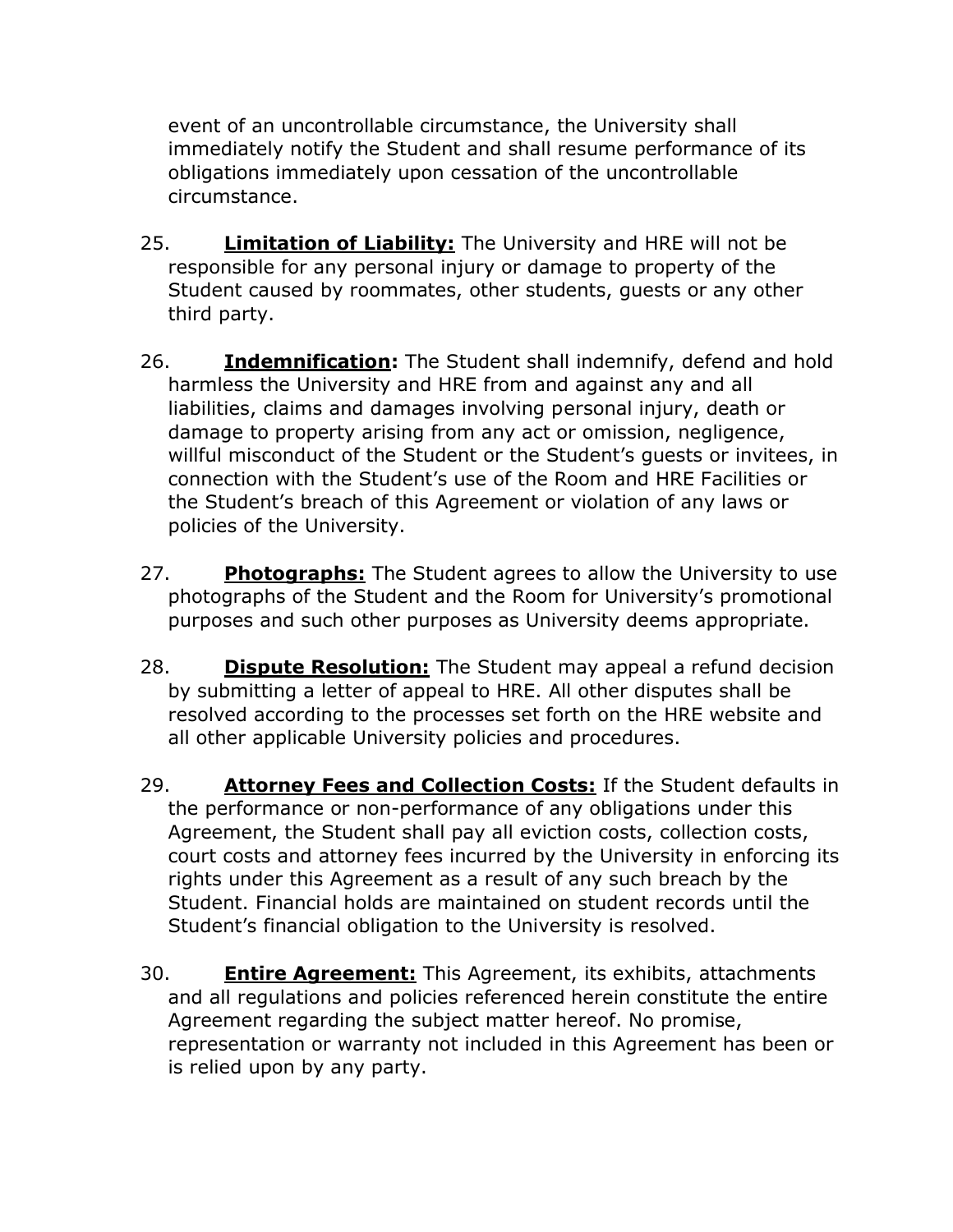event of an uncontrollable circumstance, the University shall immediately notify the Student and shall resume performance of its obligations immediately upon cessation of the uncontrollable circumstance.

25. **Limitation of Liability:** The University and HRE will not be responsible for any personal injury or damage to property of the Student caused by roommates, other students, guests or any other third party.

26. **Indemnification:** The Student shall indemnify, defend and hold harmless the University and HRE from and against any and all liabilities, claims and damages involving personal injury, death or damage to property arising from any act or omission, negligence, willful misconduct of the Student or the Student's guests or invitees, in connection with the Student's use of the Room and HRE Facilities or the Student's breach of this Agreement or violation of any laws or policies of the University.

27. **Photographs:** The Student agrees to allow the University to use photographs of the Student and the Room for University's promotional purposes and such other purposes as University deems appropriate.

28. **Dispute Resolution:** The Student may appeal a refund decision by submitting a letter of appeal to HRE. All other disputes shall be resolved according to the processes set forth on the HRE website and all other applicable University policies and procedures.

29. **Attorney Fees and Collection Costs:** If the Student defaults in the performance or non-performance of any obligations under this Agreement, the Student shall pay all eviction costs, collection costs, court costs and attorney fees incurred by the University in enforcing its rights under this Agreement as a result of any such breach by the Student. Financial holds are maintained on student records until the Student's financial obligation to the University is resolved.

30. **Entire Agreement:** This Agreement, its exhibits, attachments and all regulations and policies referenced herein constitute the entire Agreement regarding the subject matter hereof. No promise, representation or warranty not included in this Agreement has been or is relied upon by any party.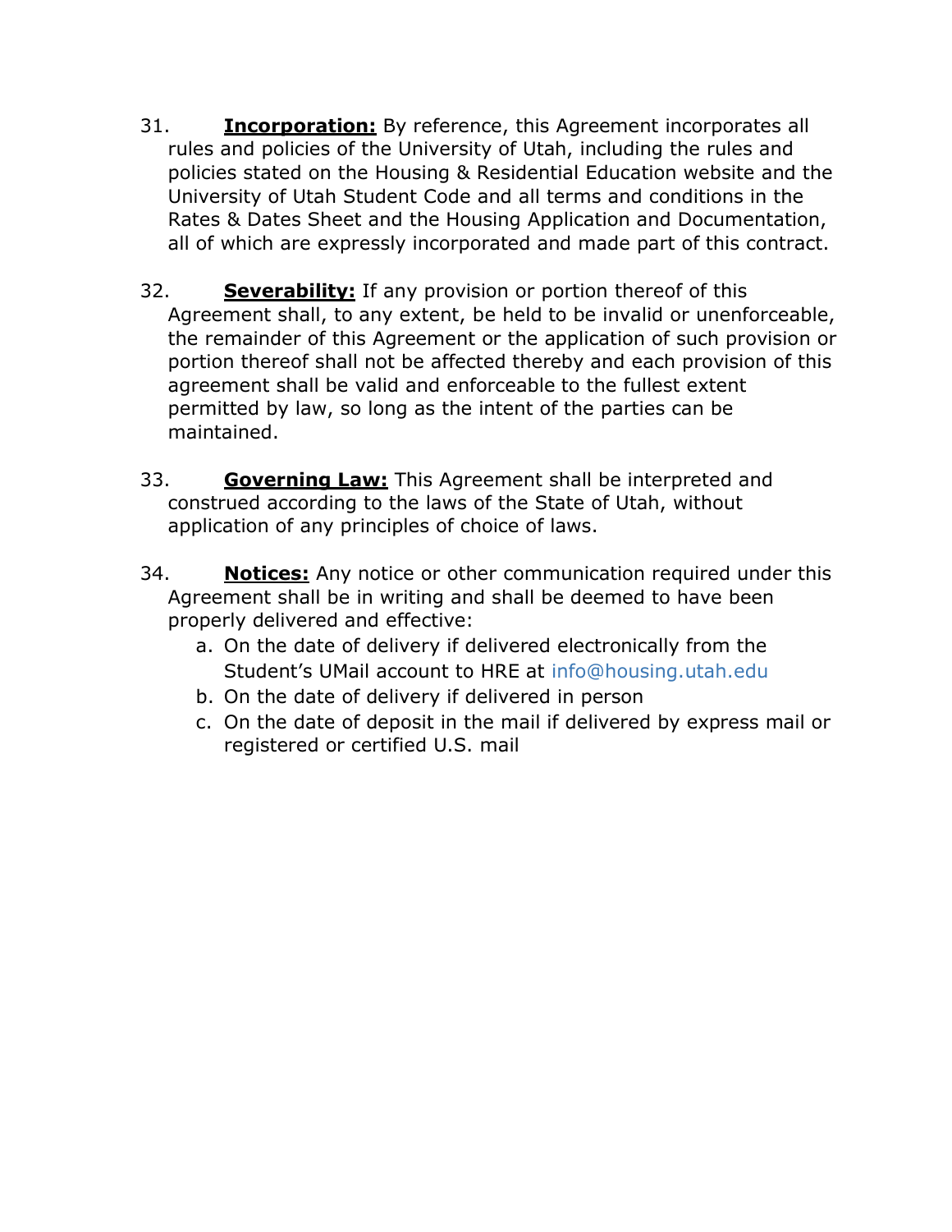31. **Incorporation:** By reference, this Agreement incorporates all rules and policies of the University of Utah, including the rules and policies stated on the Housing & Residential Education website and the University of Utah Student Code and all terms and conditions in the Rates & Dates Sheet and the Housing Application and Documentation, all of which are expressly incorporated and made part of this contract.

32. **Severability:** If any provision or portion thereof of this Agreement shall, to any extent, be held to be invalid or unenforceable, the remainder of this Agreement or the application of such provision or portion thereof shall not be affected thereby and each provision of this agreement shall be valid and enforceable to the fullest extent permitted by law, so long as the intent of the parties can be maintained.

33. **Governing Law:** This Agreement shall be interpreted and construed according to the laws of the State of Utah, without application of any principles of choice of laws.

34. **Notices:** Any notice or other communication required under this Agreement shall be in writing and shall be deemed to have been properly delivered and effective:
    a. On the date of delivery if delivered electronically from the Student's UMail account to HRE at info@housing.utah.edu
    b. On the date of delivery if delivered in person
    c. On the date of deposit in the mail if delivered by express mail or registered or certified U.S. mail